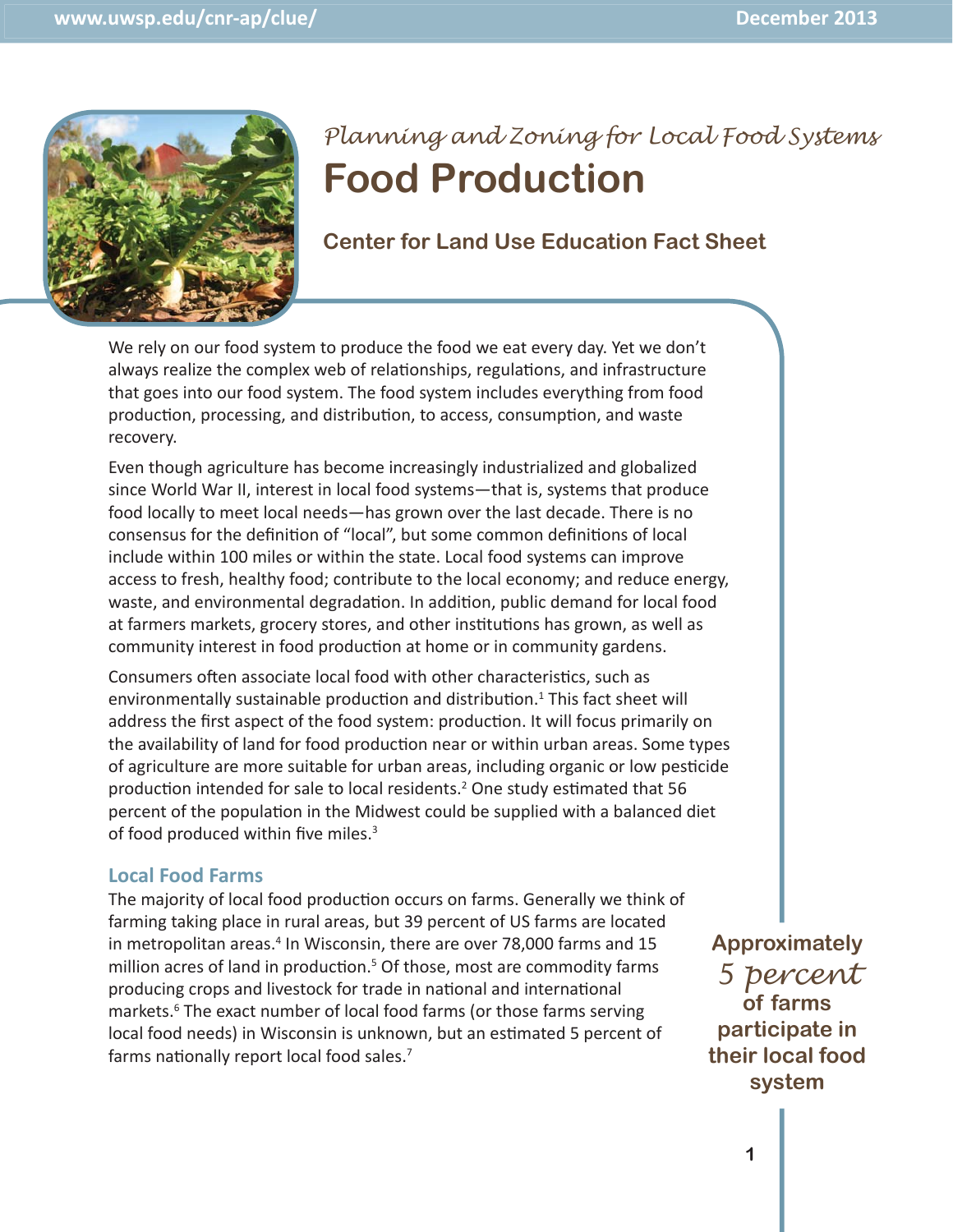*Planning and Zoning for Local Food Systems*

# Food Production

## Center for Land Use Education Fact Sheet

We rely on our food system to produce the food we eat every day. Yet we don't always realize the complex web of relationships, regulations, and infrastructure that goes into our food system. The food system includes everything from food production, processing, and distribution, to access, consumption, and waste recovery.

Even though agriculture has become increasingly industrialized and globalized since World War II, interest in local food systems—that is, systems that produce food locally to meet local needs—has grown over the last decade. There is no consensus for the definition of "local", but some common definitions of local include within 100 miles or within the state. Local food systems can improve access to fresh, healthy food; contribute to the local economy; and reduce energy, waste, and environmental degradation. In addition, public demand for local food at farmers markets, grocery stores, and other institutions has grown, as well as community interest in food production at home or in community gardens.

Consumers often associate local food with other characteristics, such as environmentally sustainable production and distribution.[1] This fact sheet will address the first aspect of the food system: production. It will focus primarily on the availability of land for food production near or within urban areas. Some types of agriculture are more suitable for urban areas, including organic or low pesticide production intended for sale to local residents.[2] One study estimated that 56 percent of the population in the Midwest could be supplied with a balanced diet of food produced within five miles.[3]

### Local Food Farms

The majority of local food production occurs on farms. Generally we think of farming taking place in rural areas, but 39 percent of US farms are located in metropolitan areas.[4] In Wisconsin, there are over 78,000 farms and 15 million acres of land in production.[5] Of those, most are commodity farms producing crops and livestock for trade in national and international markets.[6] The exact number of local food farms (or those farms serving local food needs) in Wisconsin is unknown, but an estimated 5 percent of farms nationally report local food sales.[7]

**Approximately *5 percent* of farms participate in their local food system**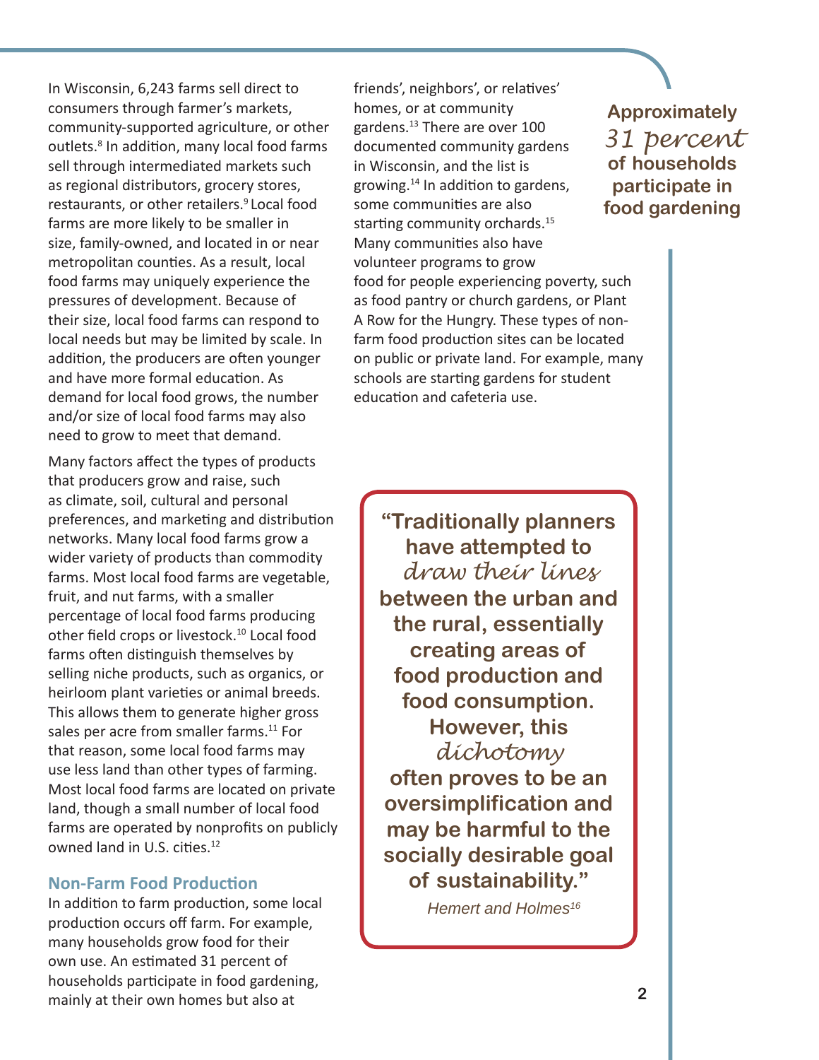In Wisconsin, 6,243 farms sell direct to consumers through farmer's markets, community-supported agriculture, or other outlets.[8] In addition, many local food farms sell through intermediated markets such as regional distributors, grocery stores, restaurants, or other retailers.[9] Local food farms are more likely to be smaller in size, family-owned, and located in or near metropolitan counties. As a result, local food farms may uniquely experience the pressures of development. Because of their size, local food farms can respond to local needs but may be limited by scale. In addition, the producers are often younger and have more formal education. As demand for local food grows, the number and/or size of local food farms may also need to grow to meet that demand.

Many factors affect the types of products that producers grow and raise, such as climate, soil, cultural and personal preferences, and marketing and distribution networks. Many local food farms grow a wider variety of products than commodity farms. Most local food farms are vegetable, fruit, and nut farms, with a smaller percentage of local food farms producing other field crops or livestock.[10] Local food farms often distinguish themselves by selling niche products, such as organics, or heirloom plant varieties or animal breeds. This allows them to generate higher gross sales per acre from smaller farms.[11] For that reason, some local food farms may use less land than other types of farming. Most local food farms are located on private land, though a small number of local food farms are operated by nonprofits on publicly owned land in U.S. cities.[12]

### Non-Farm Food Production

In addition to farm production, some local production occurs off farm. For example, many households grow food for their own use. An estimated 31 percent of households participate in food gardening, mainly at their own homes but also at friends', neighbors', or relatives' homes, or at community gardens.[13] There are over 100 documented community gardens in Wisconsin, and the list is growing.[14] In addition to gardens, some communities are also starting community orchards.[15] Many communities also have volunteer programs to grow food for people experiencing poverty, such as food pantry or church gardens, or Plant A Row for the Hungry. These types of non-farm food production sites can be located on public or private land. For example, many schools are starting gardens for student education and cafeteria use.

**Approximately *31 percent* of households participate in food gardening**

> **"Traditionally planners have attempted to *draw their lines* between the urban and the rural, essentially creating areas of food production and food consumption. However, this *dichotomy* often proves to be an oversimplification and may be harmful to the socially desirable goal of sustainability."**
>
> *Hemert and Holmes[16]*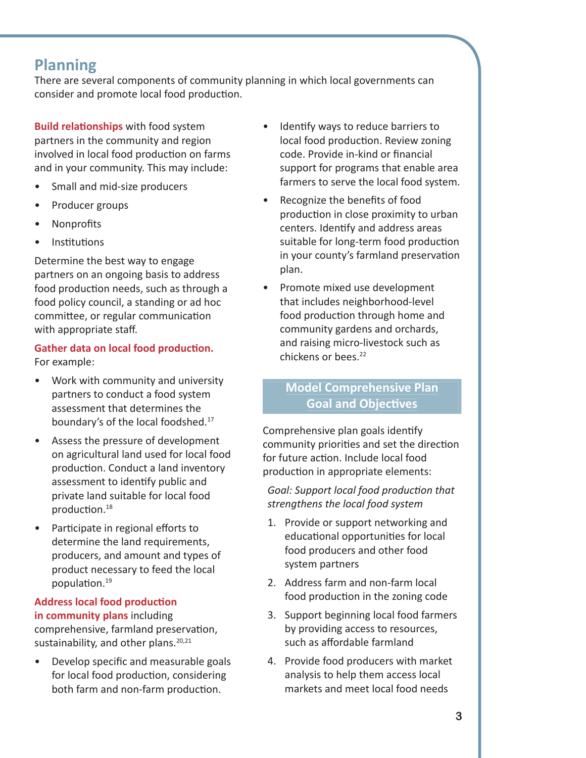## Planning

There are several components of community planning in which local governments can consider and promote local food production.

**Build relationships** with food system partners in the community and region involved in local food production on farms and in your community. This may include:

- Small and mid-size producers
- Producer groups
- Nonprofits
- Institutions

Determine the best way to engage partners on an ongoing basis to address food production needs, such as through a food policy council, a standing or ad hoc committee, or regular communication with appropriate staff.

**Gather data on local food production.** For example:

- Work with community and university partners to conduct a food system assessment that determines the boundary's of the local foodshed.[17]
- Assess the pressure of development on agricultural land used for local food production. Conduct a land inventory assessment to identify public and private land suitable for local food production.[18]
- Participate in regional efforts to determine the land requirements, producers, and amount and types of product necessary to feed the local population.[19]

**Address local food production in community plans** including comprehensive, farmland preservation, sustainability, and other plans.[20,21]

- Develop specific and measurable goals for local food production, considering both farm and non-farm production.
- Identify ways to reduce barriers to local food production. Review zoning code. Provide in-kind or financial support for programs that enable area farmers to serve the local food system.
- Recognize the benefits of food production in close proximity to urban centers. Identify and address areas suitable for long-term food production in your county's farmland preservation plan.
- Promote mixed use development that includes neighborhood-level food production through home and community gardens and orchards, and raising micro-livestock such as chickens or bees.[22]

### Model Comprehensive Plan Goal and Objectives

Comprehensive plan goals identify community priorities and set the direction for future action. Include local food production in appropriate elements:

*Goal: Support local food production that strengthens the local food system*

1. Provide or support networking and educational opportunities for local food producers and other food system partners
2. Address farm and non-farm local food production in the zoning code
3. Support beginning local food farmers by providing access to resources, such as affordable farmland
4. Provide food producers with market analysis to help them access local markets and meet local food needs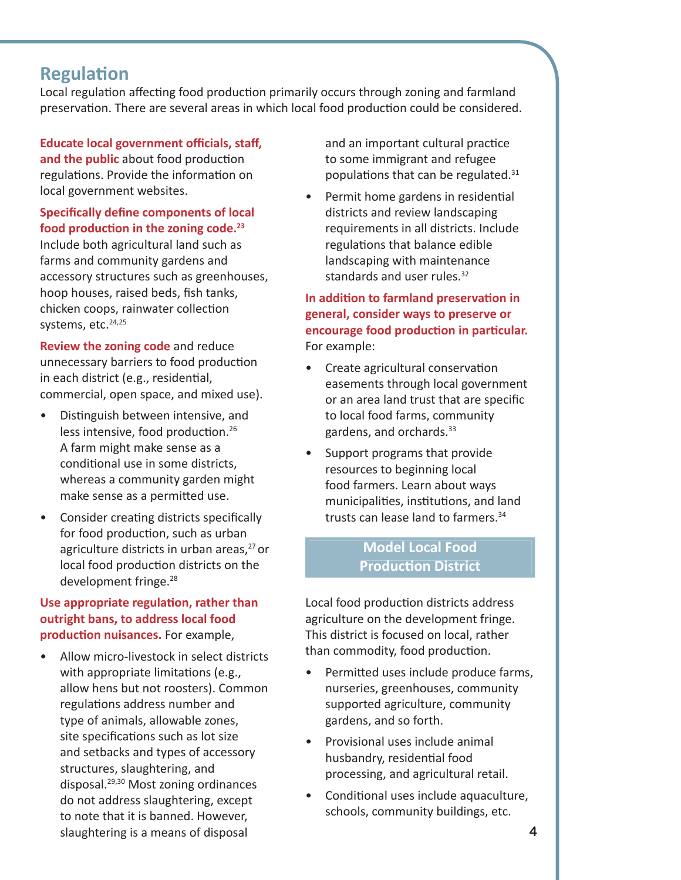## Regulation

Local regulation affecting food production primarily occurs through zoning and farmland preservation. There are several areas in which local food production could be considered.

**Educate local government officials, staff, and the public** about food production regulations. Provide the information on local government websites.

**Specifically define components of local food production in the zoning code.**[23] Include both agricultural land such as farms and community gardens and accessory structures such as greenhouses, hoop houses, raised beds, fish tanks, chicken coops, rainwater collection systems, etc.[24,25]

**Review the zoning code** and reduce unnecessary barriers to food production in each district (e.g., residential, commercial, open space, and mixed use).

- Distinguish between intensive, and less intensive, food production.[26] A farm might make sense as a conditional use in some districts, whereas a community garden might make sense as a permitted use.
- Consider creating districts specifically for food production, such as urban agriculture districts in urban areas,[27] or local food production districts on the development fringe.[28]

**Use appropriate regulation, rather than outright bans, to address local food production nuisances.** For example,

- Allow micro-livestock in select districts with appropriate limitations (e.g., allow hens but not roosters). Common regulations address number and type of animals, allowable zones, site specifications such as lot size and setbacks and types of accessory structures, slaughtering, and disposal.[29,30] Most zoning ordinances do not address slaughtering, except to note that it is banned. However, slaughtering is a means of disposal and an important cultural practice to some immigrant and refugee populations that can be regulated.[31]
- Permit home gardens in residential districts and review landscaping requirements in all districts. Include regulations that balance edible landscaping with maintenance standards and user rules.[32]

**In addition to farmland preservation in general, consider ways to preserve or encourage food production in particular.** For example:

- Create agricultural conservation easements through local government or an area land trust that are specific to local food farms, community gardens, and orchards.[33]
- Support programs that provide resources to beginning local food farmers. Learn about ways municipalities, institutions, and land trusts can lease land to farmers.[34]

### Model Local Food Production District

Local food production districts address agriculture on the development fringe. This district is focused on local, rather than commodity, food production.

- Permitted uses include produce farms, nurseries, greenhouses, community supported agriculture, community gardens, and so forth.
- Provisional uses include animal husbandry, residential food processing, and agricultural retail.
- Conditional uses include aquaculture, schools, community buildings, etc.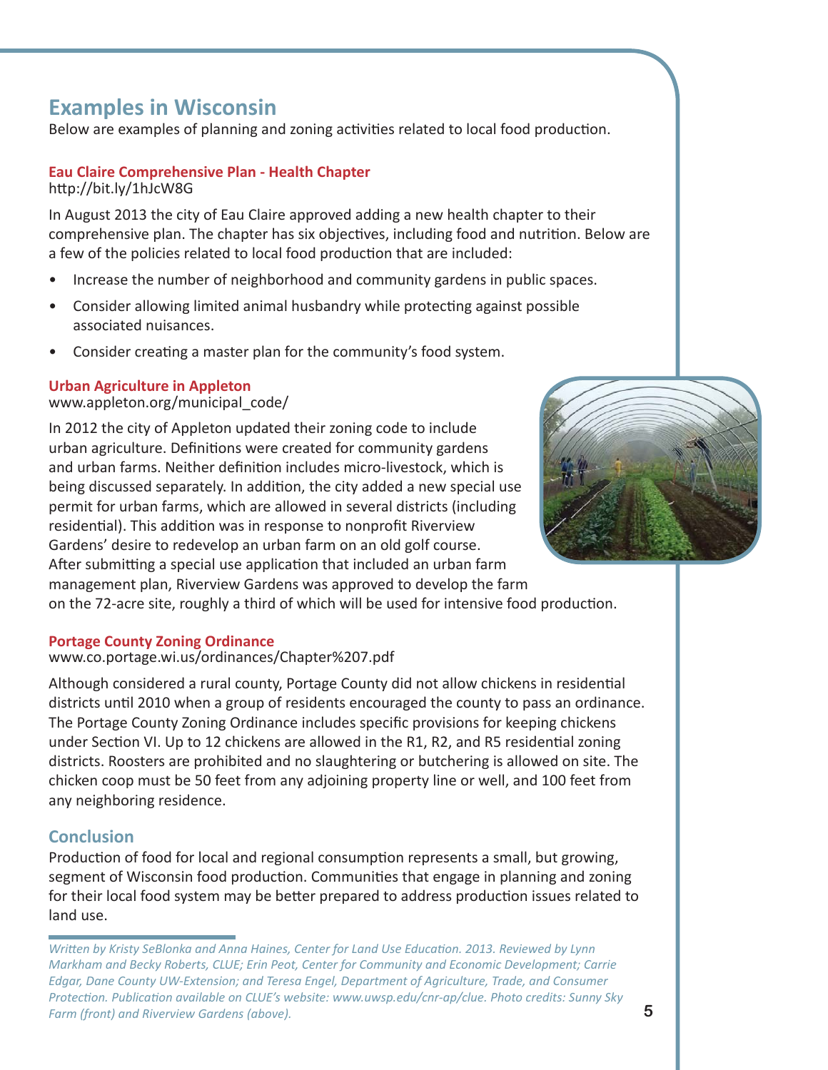## Examples in Wisconsin

Below are examples of planning and zoning activities related to local food production.

### Eau Claire Comprehensive Plan - Health Chapter

http://bit.ly/1hJcW8G

In August 2013 the city of Eau Claire approved adding a new health chapter to their comprehensive plan. The chapter has six objectives, including food and nutrition. Below are a few of the policies related to local food production that are included:

- Increase the number of neighborhood and community gardens in public spaces.
- Consider allowing limited animal husbandry while protecting against possible associated nuisances.
- Consider creating a master plan for the community's food system.

### Urban Agriculture in Appleton

www.appleton.org/municipal_code/

In 2012 the city of Appleton updated their zoning code to include urban agriculture. Definitions were created for community gardens and urban farms. Neither definition includes micro-livestock, which is being discussed separately. In addition, the city added a new special use permit for urban farms, which are allowed in several districts (including residential). This addition was in response to nonprofit Riverview Gardens' desire to redevelop an urban farm on an old golf course. After submitting a special use application that included an urban farm management plan, Riverview Gardens was approved to develop the farm on the 72-acre site, roughly a third of which will be used for intensive food production.

### Portage County Zoning Ordinance

www.co.portage.wi.us/ordinances/Chapter%207.pdf

Although considered a rural county, Portage County did not allow chickens in residential districts until 2010 when a group of residents encouraged the county to pass an ordinance. The Portage County Zoning Ordinance includes specific provisions for keeping chickens under Section VI. Up to 12 chickens are allowed in the R1, R2, and R5 residential zoning districts. Roosters are prohibited and no slaughtering or butchering is allowed on site. The chicken coop must be 50 feet from any adjoining property line or well, and 100 feet from any neighboring residence.

## Conclusion

Production of food for local and regional consumption represents a small, but growing, segment of Wisconsin food production. Communities that engage in planning and zoning for their local food system may be better prepared to address production issues related to land use.

---

*Written by Kristy SeBlonka and Anna Haines, Center for Land Use Education. 2013. Reviewed by Lynn Markham and Becky Roberts, CLUE; Erin Peot, Center for Community and Economic Development; Carrie Edgar, Dane County UW-Extension; and Teresa Engel, Department of Agriculture, Trade, and Consumer Protection. Publication available on CLUE's website: www.uwsp.edu/cnr-ap/clue. Photo credits: Sunny Sky Farm (front) and Riverview Gardens (above).*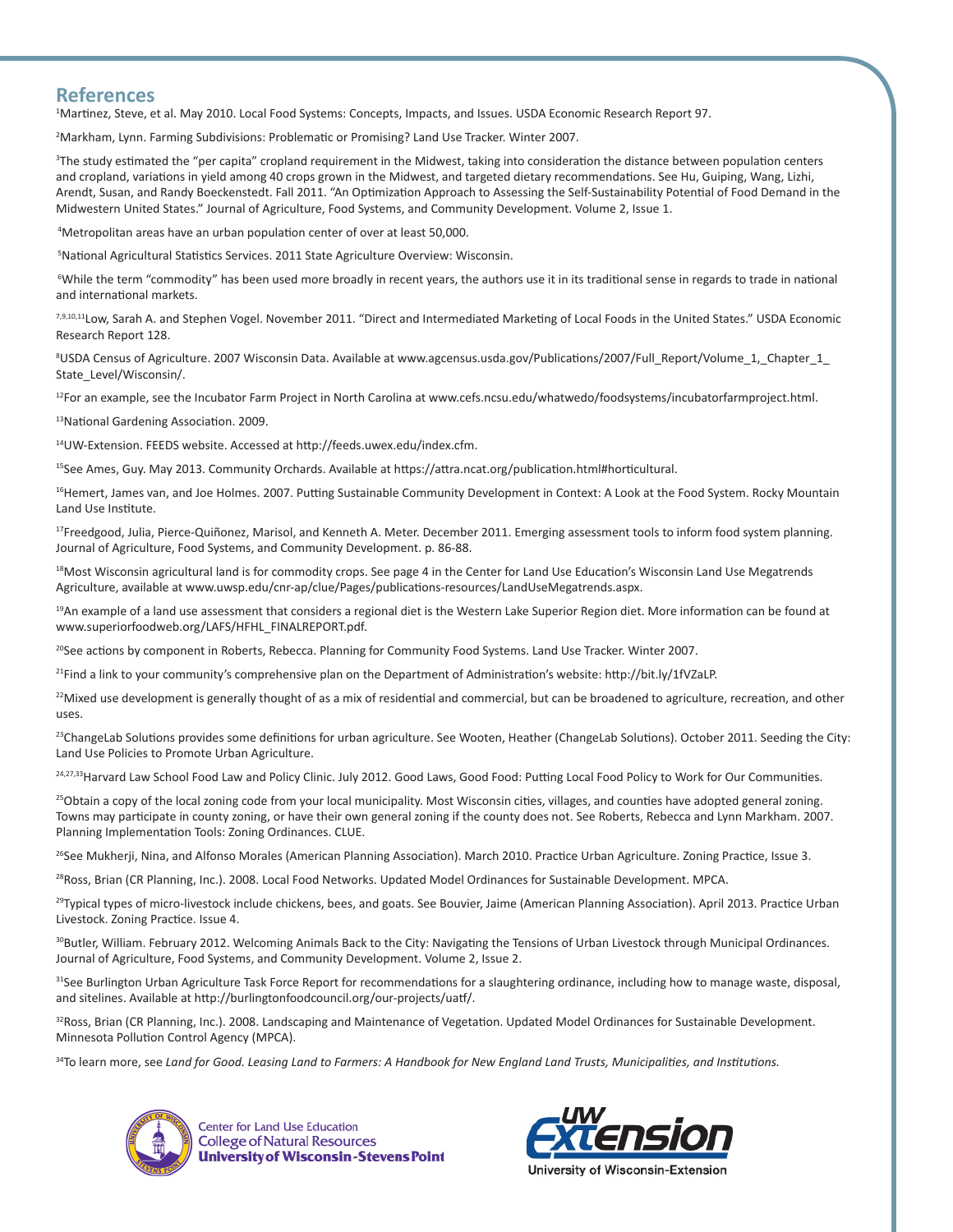## References

[1]Martinez, Steve, et al. May 2010. Local Food Systems: Concepts, Impacts, and Issues. USDA Economic Research Report 97.

[2]Markham, Lynn. Farming Subdivisions: Problematic or Promising? Land Use Tracker. Winter 2007.

[3]The study estimated the "per capita" cropland requirement in the Midwest, taking into consideration the distance between population centers and cropland, variations in yield among 40 crops grown in the Midwest, and targeted dietary recommendations. See Hu, Guiping, Wang, Lizhi, Arendt, Susan, and Randy Boeckenstedt. Fall 2011. "An Optimization Approach to Assessing the Self-Sustainability Potential of Food Demand in the Midwestern United States." Journal of Agriculture, Food Systems, and Community Development. Volume 2, Issue 1.

[4]Metropolitan areas have an urban population center of over at least 50,000.

[5]National Agricultural Statistics Services. 2011 State Agriculture Overview: Wisconsin.

[6]While the term "commodity" has been used more broadly in recent years, the authors use it in its traditional sense in regards to trade in national and international markets.

[7,9,10,11]Low, Sarah A. and Stephen Vogel. November 2011. "Direct and Intermediated Marketing of Local Foods in the United States." USDA Economic Research Report 128.

[8]USDA Census of Agriculture. 2007 Wisconsin Data. Available at www.agcensus.usda.gov/Publications/2007/Full_Report/Volume_1,_Chapter_1_State_Level/Wisconsin/.

[12]For an example, see the Incubator Farm Project in North Carolina at www.cefs.ncsu.edu/whatwedo/foodsystems/incubatorfarmproject.html.

[13]National Gardening Association. 2009.

[14]UW-Extension. FEEDS website. Accessed at http://feeds.uwex.edu/index.cfm.

[15]See Ames, Guy. May 2013. Community Orchards. Available at https://attra.ncat.org/publication.html#horticultural.

[16]Hemert, James van, and Joe Holmes. 2007. Putting Sustainable Community Development in Context: A Look at the Food System. Rocky Mountain Land Use Institute.

[17]Freedgood, Julia, Pierce-Quiñonez, Marisol, and Kenneth A. Meter. December 2011. Emerging assessment tools to inform food system planning. Journal of Agriculture, Food Systems, and Community Development. p. 86-88.

[18]Most Wisconsin agricultural land is for commodity crops. See page 4 in the Center for Land Use Education's Wisconsin Land Use Megatrends Agriculture, available at www.uwsp.edu/cnr-ap/clue/Pages/publications-resources/LandUseMegatrends.aspx.

[19]An example of a land use assessment that considers a regional diet is the Western Lake Superior Region diet. More information can be found at www.superiorfoodweb.org/LAFS/HFHL_FINALREPORT.pdf.

[20]See actions by component in Roberts, Rebecca. Planning for Community Food Systems. Land Use Tracker. Winter 2007.

[21]Find a link to your community's comprehensive plan on the Department of Administration's website: http://bit.ly/1fVZaLP.

[22]Mixed use development is generally thought of as a mix of residential and commercial, but can be broadened to agriculture, recreation, and other uses.

[23]ChangeLab Solutions provides some definitions for urban agriculture. See Wooten, Heather (ChangeLab Solutions). October 2011. Seeding the City: Land Use Policies to Promote Urban Agriculture.

[24,27,33]Harvard Law School Food Law and Policy Clinic. July 2012. Good Laws, Good Food: Putting Local Food Policy to Work for Our Communities.

[25]Obtain a copy of the local zoning code from your local municipality. Most Wisconsin cities, villages, and counties have adopted general zoning. Towns may participate in county zoning, or have their own general zoning if the county does not. See Roberts, Rebecca and Lynn Markham. 2007. Planning Implementation Tools: Zoning Ordinances. CLUE.

[26]See Mukherji, Nina, and Alfonso Morales (American Planning Association). March 2010. Practice Urban Agriculture. Zoning Practice, Issue 3.

[28]Ross, Brian (CR Planning, Inc.). 2008. Local Food Networks. Updated Model Ordinances for Sustainable Development. MPCA.

[29]Typical types of micro-livestock include chickens, bees, and goats. See Bouvier, Jaime (American Planning Association). April 2013. Practice Urban Livestock. Zoning Practice. Issue 4.

[30]Butler, William. February 2012. Welcoming Animals Back to the City: Navigating the Tensions of Urban Livestock through Municipal Ordinances. Journal of Agriculture, Food Systems, and Community Development. Volume 2, Issue 2.

[31]See Burlington Urban Agriculture Task Force Report for recommendations for a slaughtering ordinance, including how to manage waste, disposal, and sitelines. Available at http://burlingtonfoodcouncil.org/our-projects/uatf/.

[32]Ross, Brian (CR Planning, Inc.). 2008. Landscaping and Maintenance of Vegetation. Updated Model Ordinances for Sustainable Development. Minnesota Pollution Control Agency (MPCA).

[34]To learn more, see *Land for Good. Leasing Land to Farmers: A Handbook for New England Land Trusts, Municipalities, and Institutions.*

Center for Land Use Education
College of Natural Resources
University of Wisconsin-Stevens Point

UW Extension
University of Wisconsin-Extension